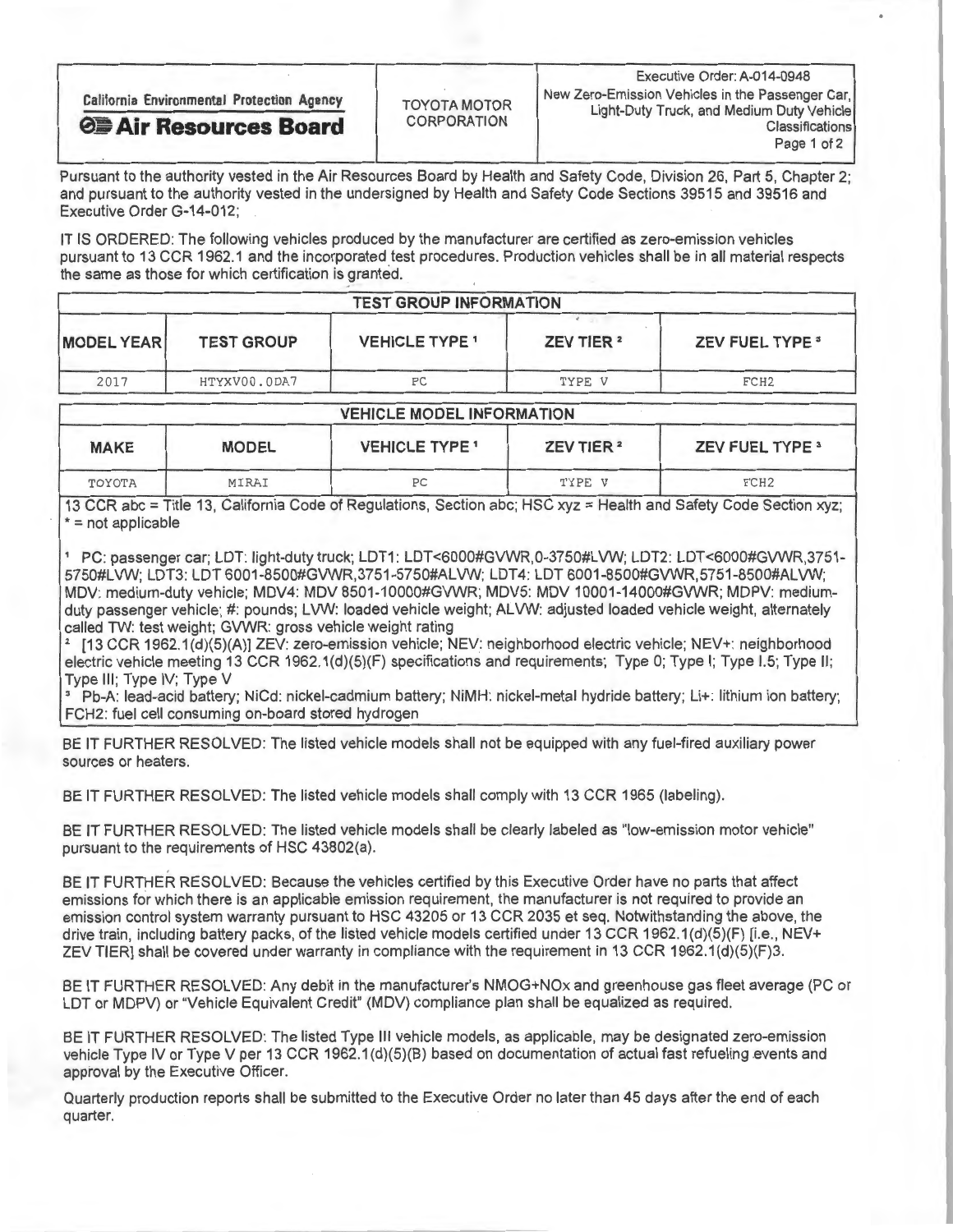| California Environmental Protection Agency **Air Resources Board** | TOYOTA MOTOR CORPORATION | Executive Order: A-014-0948 New Zero-Emission Vehicles in the Passenger Car, Light-Duty Truck, and Medium Duty Vehicle Classifications |
|---|---|---|

Pursuant to the authority vested in the Air Resources Board by Health and Safety Code, Division 26, Part 5, Chapter 2; and pursuant to the authority vested in the undersigned by Health and Safety Code Sections 39515 and 39516 and Executive Order G-14-012;

IT IS ORDERED: The following vehicles produced by the manufacturer are certified as zero-emission vehicles pursuant to 13 CCR 1962.1 and the incorporated test procedures. Production vehicles shall be in all material respects the same as those for which certification is granted.

| TEST GROUP INFORMATION | | | | |
|---|---|---|---|---|
| **MODEL YEAR** | **TEST GROUP** | **VEHICLE TYPE** [1] | **ZEV TIER** [2] | **ZEV FUEL TYPE** [3] |
| 2017 | HTYXV00.0DA7 | PC | TYPE V | FCH2 |

| VEHICLE MODEL INFORMATION | | | | |
|---|---|---|---|---|
| **MAKE** | **MODEL** | **VEHICLE TYPE** [1] | **ZEV TIER** [2] | **ZEV FUEL TYPE** [3] |
| TOYOTA | MIRAI | PC | TYPE V | FCH2 |

13 CCR abc = Title 13, California Code of Regulations, Section abc; HSC xyz = Health and Safety Code Section xyz; * = not applicable

[1] PC: passenger car; LDT: light-duty truck; LDT1: LDT<6000#GVWR,0-3750#LVW; LDT2: LDT<6000#GVWR,3751-5750#LVW; LDT3: LDT 6001-8500#GVWR,3751-5750#ALVW; LDT4: LDT 6001-8500#GVWR,5751-8500#ALVW; MDV: medium-duty vehicle; MDV4: MDV 8501-10000#GVWR; MDV5: MDV 10001-14000#GVWR; MDPV: medium-duty passenger vehicle; #: pounds; LVW: loaded vehicle weight; ALVW: adjusted loaded vehicle weight, alternately called TW: test weight; GVWR: gross vehicle weight rating

[2] [13 CCR 1962.1(d)(5)(A)] ZEV: zero-emission vehicle; NEV: neighborhood electric vehicle; NEV+: neighborhood electric vehicle meeting 13 CCR 1962.1(d)(5)(F) specifications and requirements; Type 0; Type I; Type I.5; Type II; Type III; Type IV; Type V

[3] Pb-A: lead-acid battery; NiCd: nickel-cadmium battery; NiMH: nickel-metal hydride battery; Li+: lithium ion battery; FCH2: fuel cell consuming on-board stored hydrogen

BE IT FURTHER RESOLVED: The listed vehicle models shall not be equipped with any fuel-fired auxiliary power sources or heaters.

BE IT FURTHER RESOLVED: The listed vehicle models shall comply with 13 CCR 1965 (labeling).

BE IT FURTHER RESOLVED: The listed vehicle models shall be clearly labeled as "low-emission motor vehicle" pursuant to the requirements of HSC 43802(a).

BE IT FURTHER RESOLVED: Because the vehicles certified by this Executive Order have no parts that affect emissions for which there is an applicable emission requirement, the manufacturer is not required to provide an emission control system warranty pursuant to HSC 43205 or 13 CCR 2035 et seq. Notwithstanding the above, the drive train, including battery packs, of the listed vehicle models certified under 13 CCR 1962.1(d)(5)(F) [i.e., NEV+ ZEV TIER] shall be covered under warranty in compliance with the requirement in 13 CCR 1962.1(d)(5)(F)3.

BE IT FURTHER RESOLVED: Any debit in the manufacturer's NMOG+NOx and greenhouse gas fleet average (PC or LDT or MDPV) or "Vehicle Equivalent Credit" (MDV) compliance plan shall be equalized as required.

BE IT FURTHER RESOLVED: The listed Type III vehicle models, as applicable, may be designated zero-emission vehicle Type IV or Type V per 13 CCR 1962.1(d)(5)(B) based on documentation of actual fast refueling events and approval by the Executive Officer.

Quarterly production reports shall be submitted to the Executive Order no later than 45 days after the end of each quarter.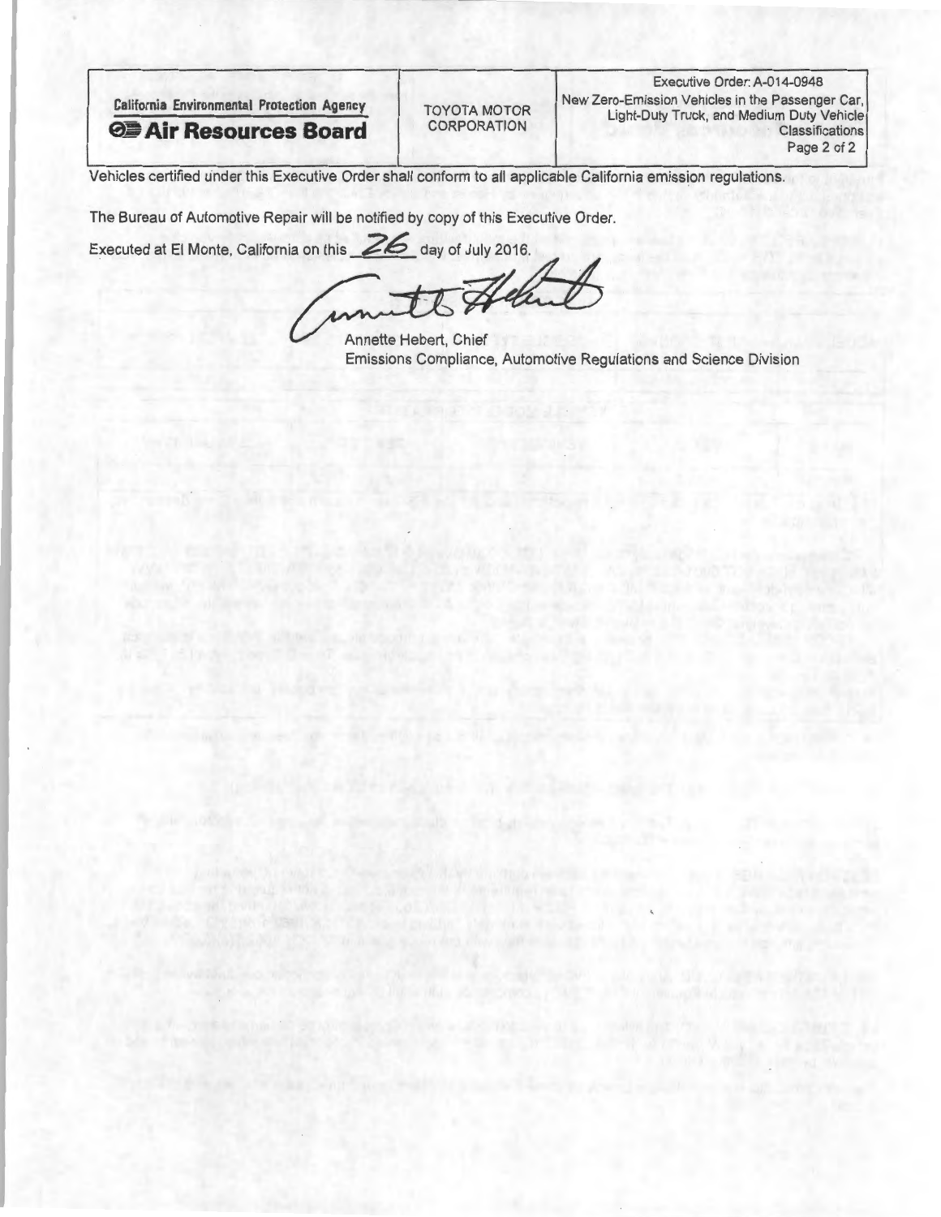| California Environmental Protection Agency<br>**Air Resources Board** | TOYOTA MOTOR CORPORATION | Executive Order: A-014-0948<br>New Zero-Emission Vehicles in the Passenger Car, Light-Duty Truck, and Medium Duty Vehicle Classifications |
| --- | --- | --- |

Vehicles certified under this Executive Order shall conform to all applicable California emission regulations.

The Bureau of Automotive Repair will be notified by copy of this Executive Order.

Executed at El Monte, California on this 26 day of July 2016.

Annette Hebert, Chief
Emissions Compliance, Automotive Regulations and Science Division